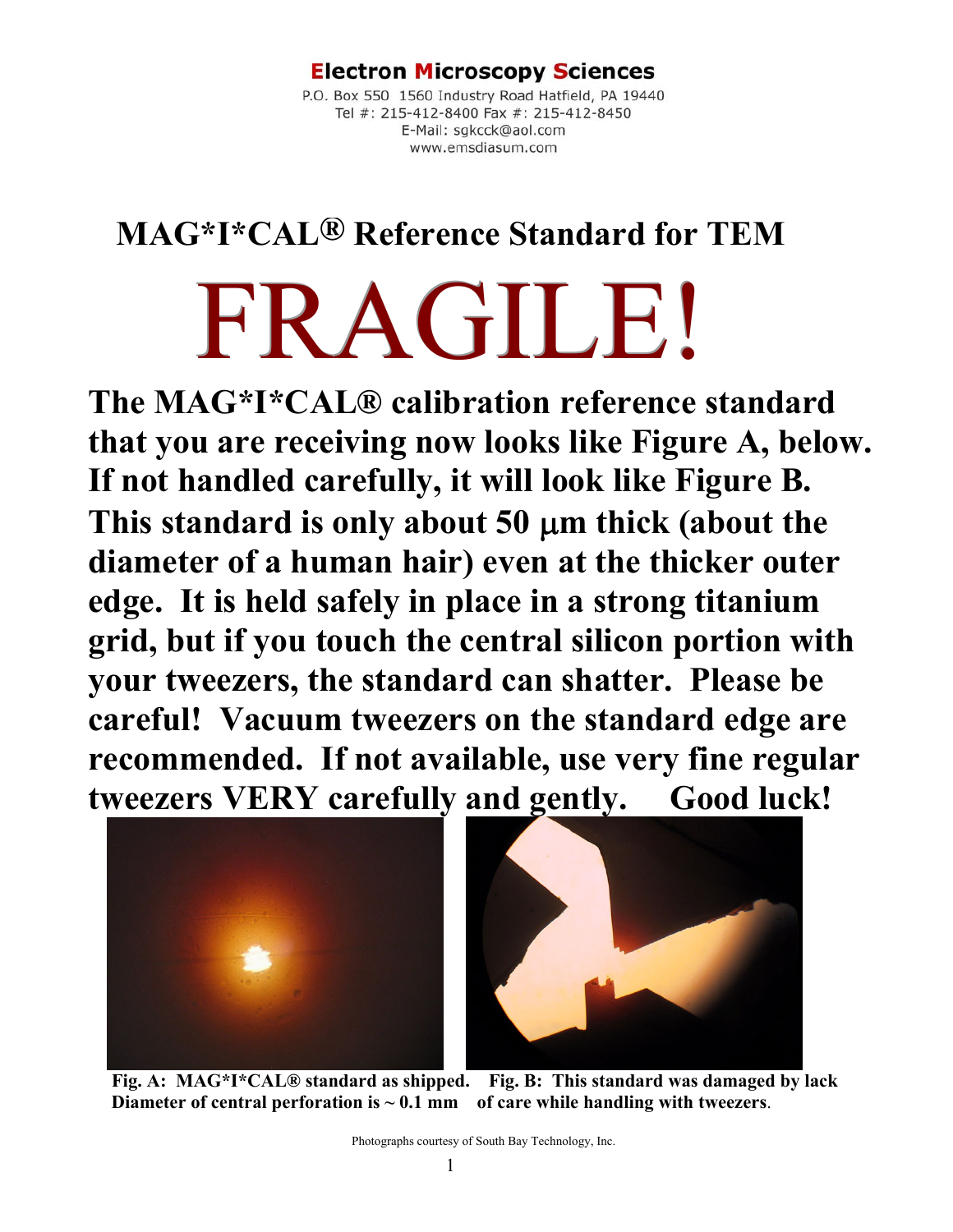**Electron Microscopy Sciences**
P.O. Box 550 1560 Industry Road Hatfield, PA 19440
Tel #: 215-412-8400 Fax #: 215-412-8450
E-Mail: sgkcck@aol.com
www.emsdiasum.com

# MAG*I*CAL® Reference Standard for TEM

# FRAGILE!

**The MAG*I*CAL® calibration reference standard that you are receiving now looks like Figure A, below. If not handled carefully, it will look like Figure B. This standard is only about 50 μm thick (about the diameter of a human hair) even at the thicker outer edge. It is held safely in place in a strong titanium grid, but if you touch the central silicon portion with your tweezers, the standard can shatter. Please be careful! Vacuum tweezers on the standard edge are recommended. If not available, use very fine regular tweezers VERY carefully and gently. Good luck!**

**Fig. A: MAG*I*CAL® standard as shipped. Diameter of central perforation is ~ 0.1 mm**

**Fig. B: This standard was damaged by lack of care while handling with tweezers.**

Photographs courtesy of South Bay Technology, Inc.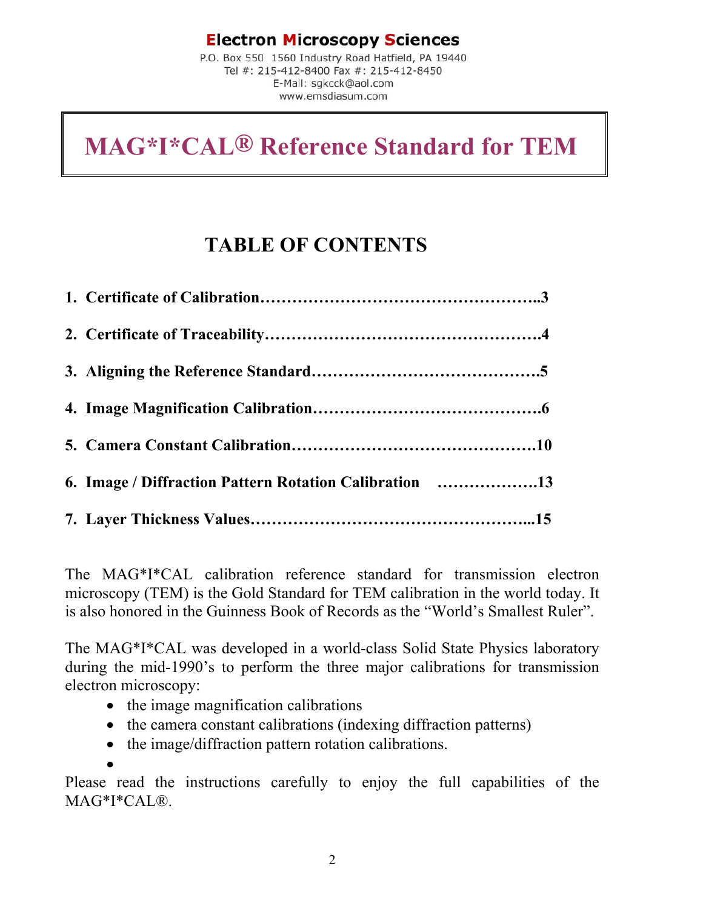**Electron Microscopy Sciences**
P.O. Box 550 1560 Industry Road Hatfield, PA 19440
Tel #: 215-412-8400 Fax #: 215-412-8450
E-Mail: sgkcck@aol.com
www.emsdiasum.com

# MAG*I*CAL® Reference Standard for TEM

## TABLE OF CONTENTS

1. **Certificate of Calibration…………………………………………..3**
2. **Certificate of Traceability…………………………………………4**
3. **Aligning the Reference Standard……………………………………5**
4. **Image Magnification Calibration……………………………………6**
5. **Camera Constant Calibration………………………………………10**
6. **Image / Diffraction Pattern Rotation Calibration ……………….13**
7. **Layer Thickness Values…………………………………………...15**

The MAG*I*CAL calibration reference standard for transmission electron microscopy (TEM) is the Gold Standard for TEM calibration in the world today. It is also honored in the Guinness Book of Records as the "World's Smallest Ruler".

The MAG*I*CAL was developed in a world-class Solid State Physics laboratory during the mid-1990's to perform the three major calibrations for transmission electron microscopy:

- the image magnification calibrations
- the camera constant calibrations (indexing diffraction patterns)
- the image/diffraction pattern rotation calibrations.

Please read the instructions carefully to enjoy the full capabilities of the MAG*I*CAL®.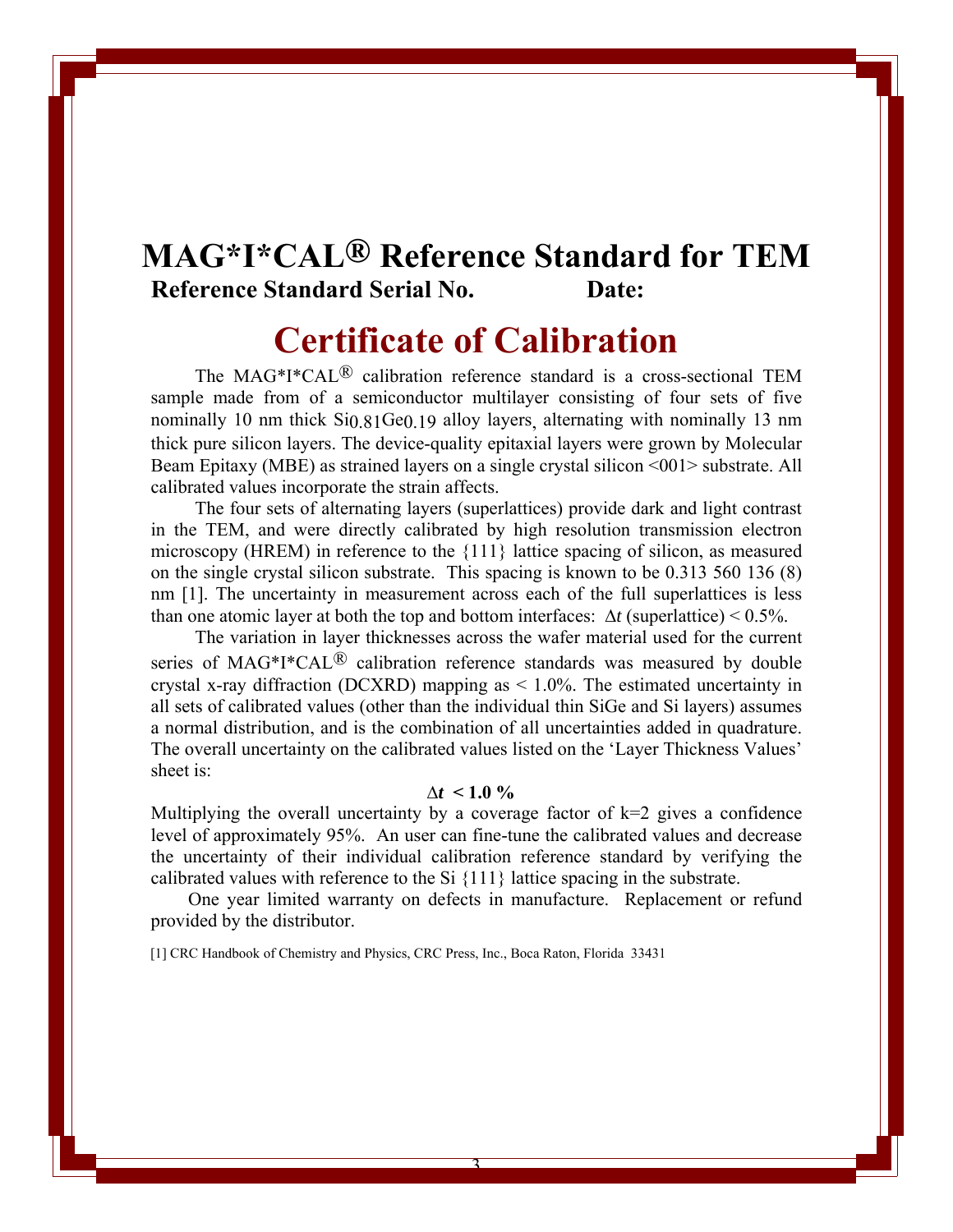# MAG*I*CAL® Reference Standard for TEM

**Reference Standard Serial No. Date:**

## Certificate of Calibration

The MAG*I*CAL® calibration reference standard is a cross-sectional TEM sample made from of a semiconductor multilayer consisting of four sets of five nominally 10 nm thick $Si_{0.81}Ge_{0.19}$ alloy layers, alternating with nominally 13 nm thick pure silicon layers. The device-quality epitaxial layers were grown by Molecular Beam Epitaxy (MBE) as strained layers on a single crystal silicon <001> substrate. All calibrated values incorporate the strain affects.

The four sets of alternating layers (superlattices) provide dark and light contrast in the TEM, and were directly calibrated by high resolution transmission electron microscopy (HREM) in reference to the {111} lattice spacing of silicon, as measured on the single crystal silicon substrate. This spacing is known to be 0.313 560 136 (8) nm [1]. The uncertainty in measurement across each of the full superlattices is less than one atomic layer at both the top and bottom interfaces: $\Delta t$ (superlattice) < 0.5%.

The variation in layer thicknesses across the wafer material used for the current series of MAG*I*CAL® calibration reference standards was measured by double crystal x-ray diffraction (DCXRD) mapping as < 1.0%. The estimated uncertainty in all sets of calibrated values (other than the individual thin SiGe and Si layers) assumes a normal distribution, and is the combination of all uncertainties added in quadrature. The overall uncertainty on the calibrated values listed on the 'Layer Thickness Values' sheet is:

$$\Delta t < 1.0\ \%$$

Multiplying the overall uncertainty by a coverage factor of k=2 gives a confidence level of approximately 95%. An user can fine-tune the calibrated values and decrease the uncertainty of their individual calibration reference standard by verifying the calibrated values with reference to the Si {111} lattice spacing in the substrate.

One year limited warranty on defects in manufacture. Replacement or refund provided by the distributor.

[1] CRC Handbook of Chemistry and Physics, CRC Press, Inc., Boca Raton, Florida 33431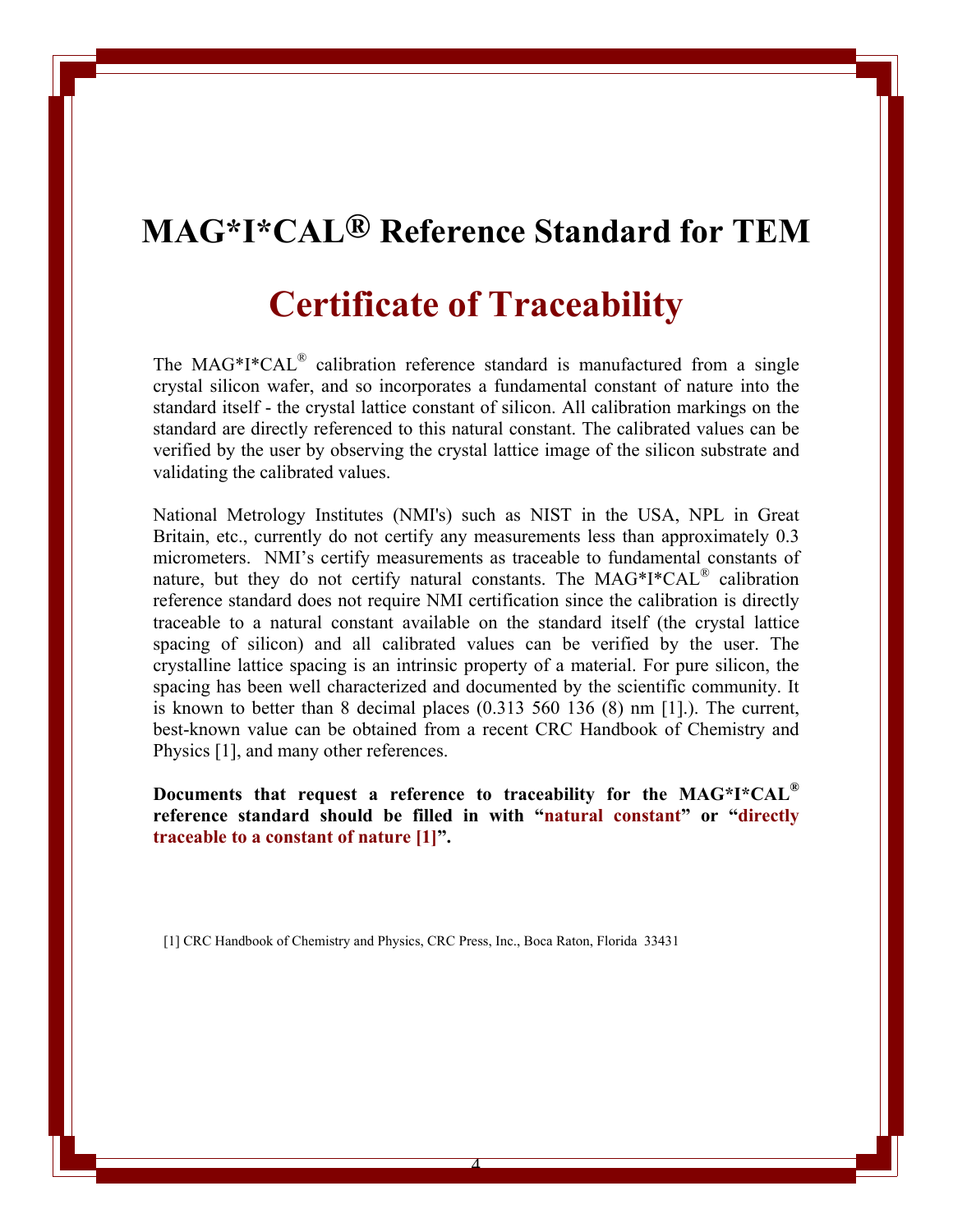# MAG*I*CAL® Reference Standard for TEM

## Certificate of Traceability

The MAG*I*CAL® calibration reference standard is manufactured from a single crystal silicon wafer, and so incorporates a fundamental constant of nature into the standard itself - the crystal lattice constant of silicon. All calibration markings on the standard are directly referenced to this natural constant. The calibrated values can be verified by the user by observing the crystal lattice image of the silicon substrate and validating the calibrated values.

National Metrology Institutes (NMI's) such as NIST in the USA, NPL in Great Britain, etc., currently do not certify any measurements less than approximately 0.3 micrometers. NMI's certify measurements as traceable to fundamental constants of nature, but they do not certify natural constants. The MAG*I*CAL® calibration reference standard does not require NMI certification since the calibration is directly traceable to a natural constant available on the standard itself (the crystal lattice spacing of silicon) and all calibrated values can be verified by the user. The crystalline lattice spacing is an intrinsic property of a material. For pure silicon, the spacing has been well characterized and documented by the scientific community. It is known to better than 8 decimal places (0.313 560 136 (8) nm [1].). The current, best-known value can be obtained from a recent CRC Handbook of Chemistry and Physics [1], and many other references.

**Documents that request a reference to traceability for the MAG*I*CAL® reference standard should be filled in with "natural constant" or "directly traceable to a constant of nature [1]".**

[1] CRC Handbook of Chemistry and Physics, CRC Press, Inc., Boca Raton, Florida 33431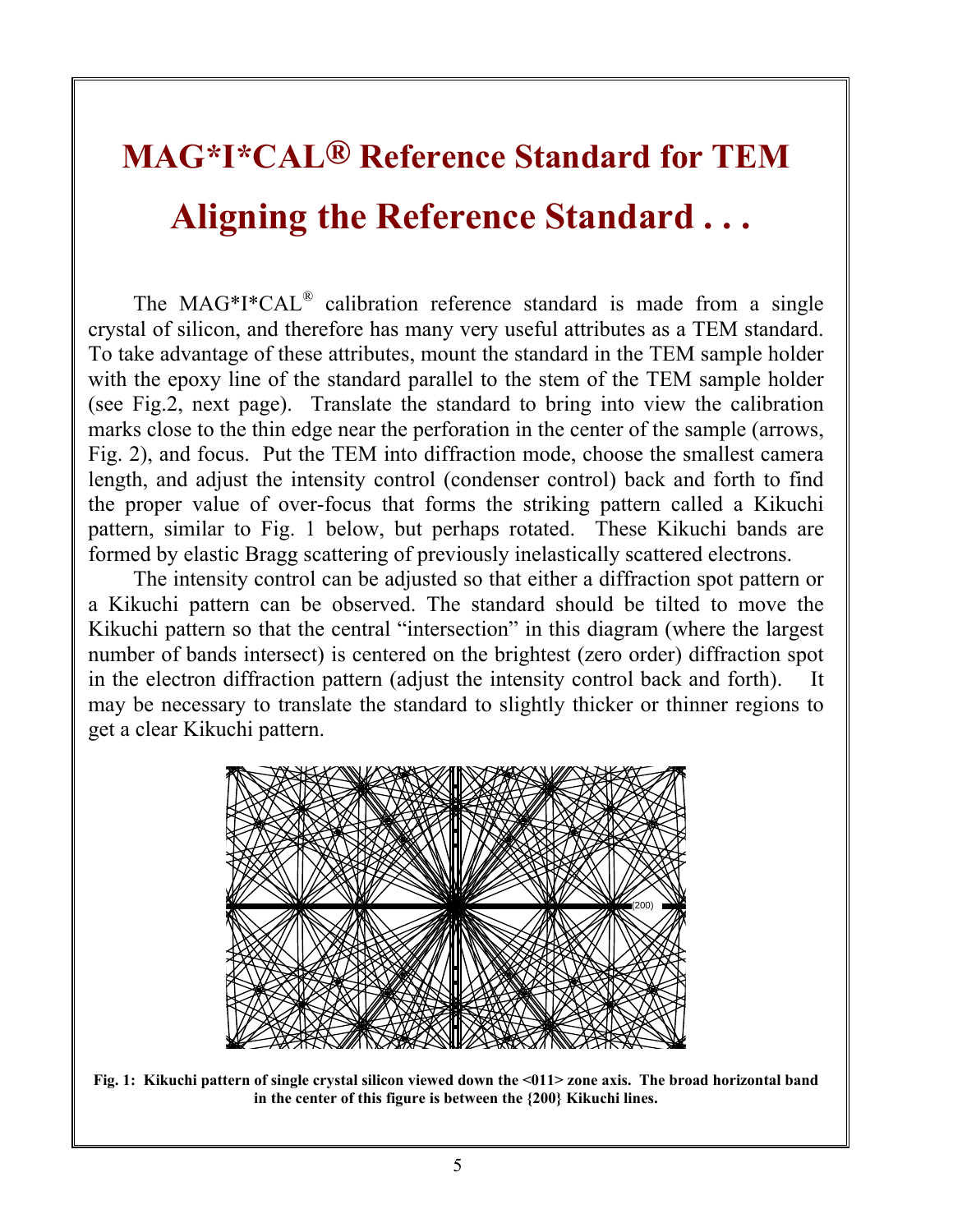# MAG*I*CAL® Reference Standard for TEM

# Aligning the Reference Standard . . .

The MAG*I*CAL® calibration reference standard is made from a single crystal of silicon, and therefore has many very useful attributes as a TEM standard. To take advantage of these attributes, mount the standard in the TEM sample holder with the epoxy line of the standard parallel to the stem of the TEM sample holder (see Fig.2, next page). Translate the standard to bring into view the calibration marks close to the thin edge near the perforation in the center of the sample (arrows, Fig. 2), and focus. Put the TEM into diffraction mode, choose the smallest camera length, and adjust the intensity control (condenser control) back and forth to find the proper value of over-focus that forms the striking pattern called a Kikuchi pattern, similar to Fig. 1 below, but perhaps rotated. These Kikuchi bands are formed by elastic Bragg scattering of previously inelastically scattered electrons.

The intensity control can be adjusted so that either a diffraction spot pattern or a Kikuchi pattern can be observed. The standard should be tilted to move the Kikuchi pattern so that the central "intersection" in this diagram (where the largest number of bands intersect) is centered on the brightest (zero order) diffraction spot in the electron diffraction pattern (adjust the intensity control back and forth). It may be necessary to translate the standard to slightly thicker or thinner regions to get a clear Kikuchi pattern.

**Fig. 1: Kikuchi pattern of single crystal silicon viewed down the <011> zone axis. The broad horizontal band in the center of this figure is between the {200} Kikuchi lines.**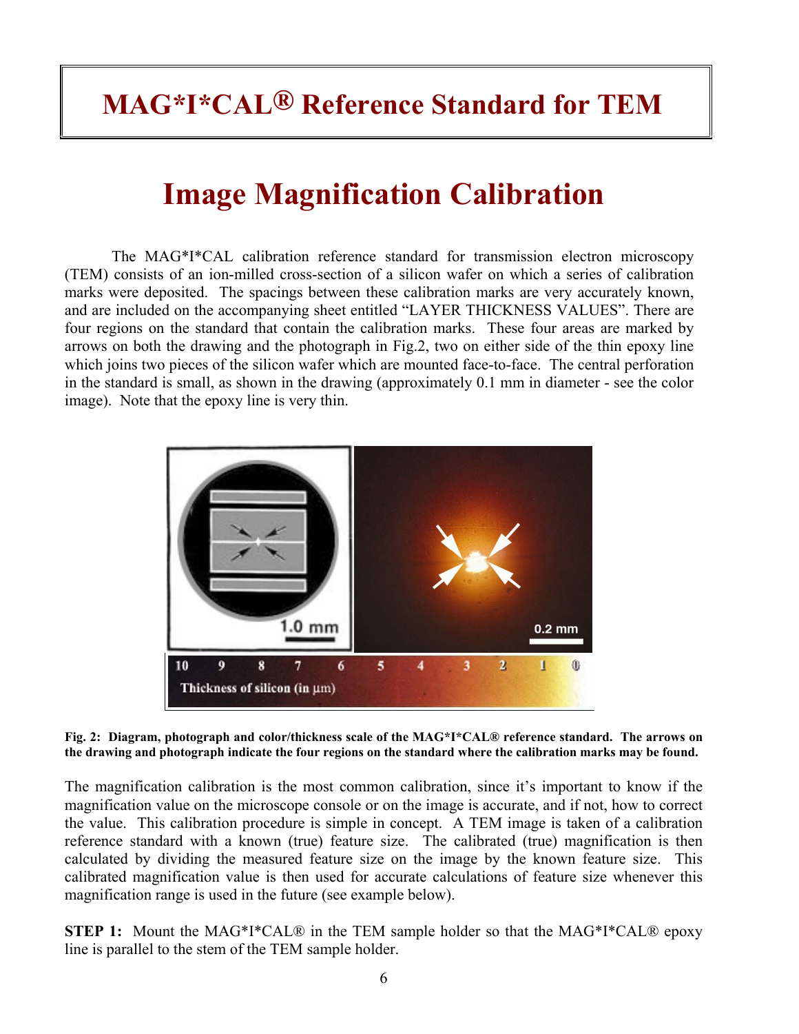# MAG*I*CAL® Reference Standard for TEM

## Image Magnification Calibration

The MAG*I*CAL calibration reference standard for transmission electron microscopy (TEM) consists of an ion-milled cross-section of a silicon wafer on which a series of calibration marks were deposited. The spacings between these calibration marks are very accurately known, and are included on the accompanying sheet entitled "LAYER THICKNESS VALUES". There are four regions on the standard that contain the calibration marks. These four areas are marked by arrows on both the drawing and the photograph in Fig.2, two on either side of the thin epoxy line which joins two pieces of the silicon wafer which are mounted face-to-face. The central perforation in the standard is small, as shown in the drawing (approximately 0.1 mm in diameter - see the color image). Note that the epoxy line is very thin.

**Fig. 2: Diagram, photograph and color/thickness scale of the MAG*I*CAL® reference standard. The arrows on the drawing and photograph indicate the four regions on the standard where the calibration marks may be found.**

The magnification calibration is the most common calibration, since it's important to know if the magnification value on the microscope console or on the image is accurate, and if not, how to correct the value. This calibration procedure is simple in concept. A TEM image is taken of a calibration reference standard with a known (true) feature size. The calibrated (true) magnification is then calculated by dividing the measured feature size on the image by the known feature size. This calibrated magnification value is then used for accurate calculations of feature size whenever this magnification range is used in the future (see example below).

**STEP 1:** Mount the MAG*I*CAL® in the TEM sample holder so that the MAG*I*CAL® epoxy line is parallel to the stem of the TEM sample holder.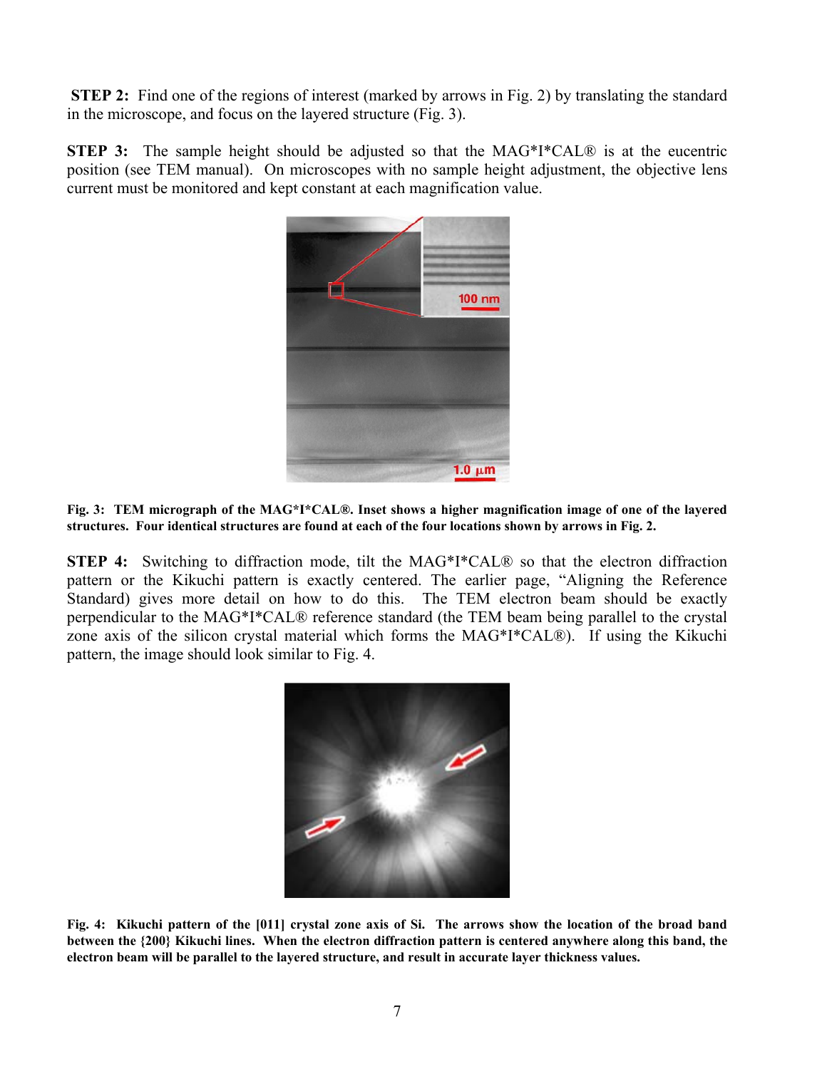**STEP 2:** Find one of the regions of interest (marked by arrows in Fig. 2) by translating the standard in the microscope, and focus on the layered structure (Fig. 3).

**STEP 3:** The sample height should be adjusted so that the MAG*I*CAL® is at the eucentric position (see TEM manual). On microscopes with no sample height adjustment, the objective lens current must be monitored and kept constant at each magnification value.

**Fig. 3: TEM micrograph of the MAG*I*CAL®. Inset shows a higher magnification image of one of the layered structures. Four identical structures are found at each of the four locations shown by arrows in Fig. 2.**

**STEP 4:** Switching to diffraction mode, tilt the MAG*I*CAL® so that the electron diffraction pattern or the Kikuchi pattern is exactly centered. The earlier page, "Aligning the Reference Standard) gives more detail on how to do this. The TEM electron beam should be exactly perpendicular to the MAG*I*CAL® reference standard (the TEM beam being parallel to the crystal zone axis of the silicon crystal material which forms the MAG*I*CAL®). If using the Kikuchi pattern, the image should look similar to Fig. 4.

**Fig. 4: Kikuchi pattern of the [011] crystal zone axis of Si. The arrows show the location of the broad band between the {200} Kikuchi lines. When the electron diffraction pattern is centered anywhere along this band, the electron beam will be parallel to the layered structure, and result in accurate layer thickness values.**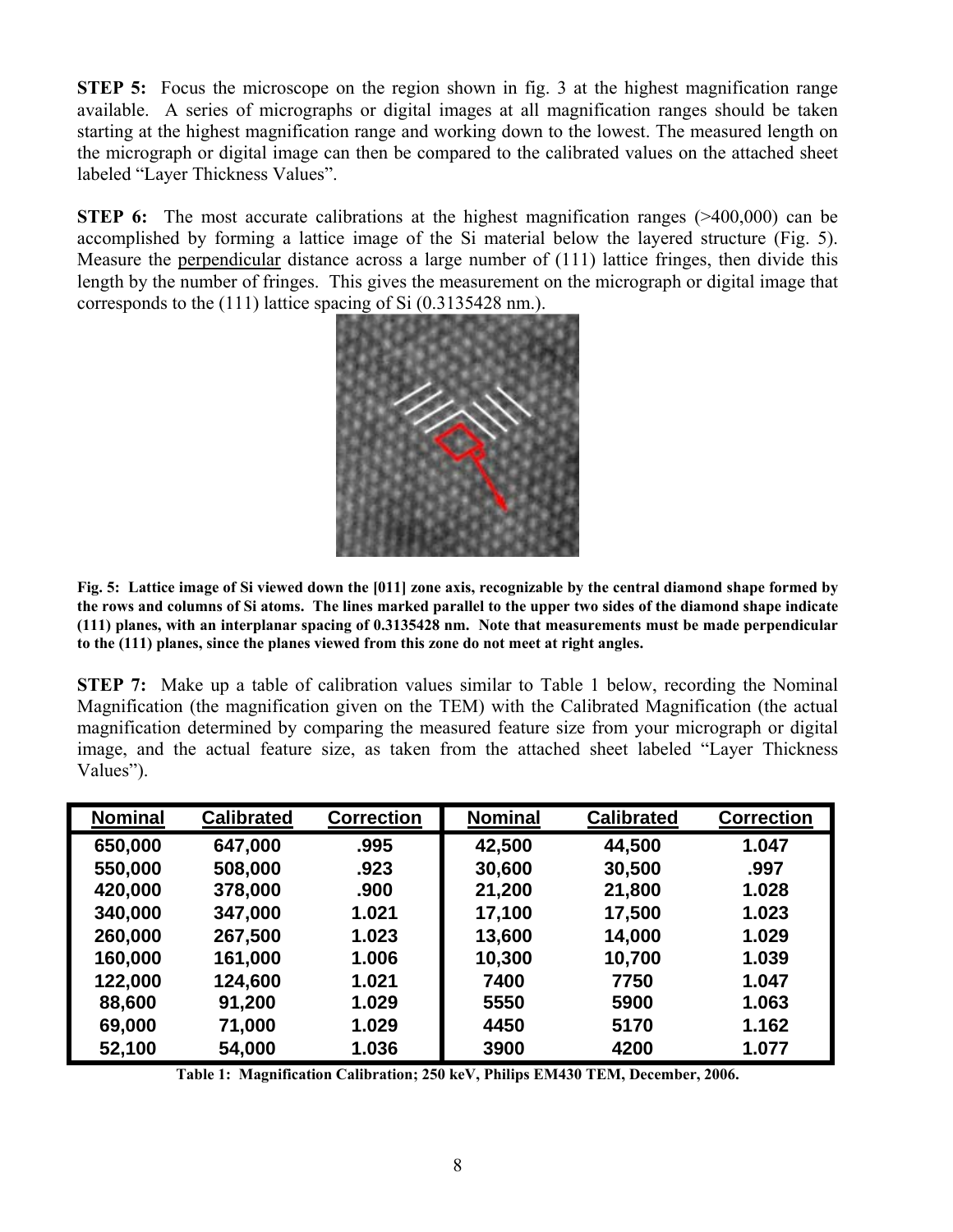**STEP 5:** Focus the microscope on the region shown in fig. 3 at the highest magnification range available. A series of micrographs or digital images at all magnification ranges should be taken starting at the highest magnification range and working down to the lowest. The measured length on the micrograph or digital image can then be compared to the calibrated values on the attached sheet labeled "Layer Thickness Values".

**STEP 6:** The most accurate calibrations at the highest magnification ranges (>400,000) can be accomplished by forming a lattice image of the Si material below the layered structure (Fig. 5). Measure the perpendicular distance across a large number of (111) lattice fringes, then divide this length by the number of fringes. This gives the measurement on the micrograph or digital image that corresponds to the (111) lattice spacing of Si (0.3135428 nm.).

**Fig. 5: Lattice image of Si viewed down the [011] zone axis, recognizable by the central diamond shape formed by the rows and columns of Si atoms. The lines marked parallel to the upper two sides of the diamond shape indicate (111) planes, with an interplanar spacing of 0.3135428 nm. Note that measurements must be made perpendicular to the (111) planes, since the planes viewed from this zone do not meet at right angles.**

**STEP 7:** Make up a table of calibration values similar to Table 1 below, recording the Nominal Magnification (the magnification given on the TEM) with the Calibrated Magnification (the actual magnification determined by comparing the measured feature size from your micrograph or digital image, and the actual feature size, as taken from the attached sheet labeled "Layer Thickness Values").

| Nominal | Calibrated | Correction | Nominal | Calibrated | Correction |
|---|---|---|---|---|---|
| 650,000 | 647,000 | .995 | 42,500 | 44,500 | 1.047 |
| 550,000 | 508,000 | .923 | 30,600 | 30,500 | .997 |
| 420,000 | 378,000 | .900 | 21,200 | 21,800 | 1.028 |
| 340,000 | 347,000 | 1.021 | 17,100 | 17,500 | 1.023 |
| 260,000 | 267,500 | 1.023 | 13,600 | 14,000 | 1.029 |
| 160,000 | 161,000 | 1.006 | 10,300 | 10,700 | 1.039 |
| 122,000 | 124,600 | 1.021 | 7400 | 7750 | 1.047 |
| 88,600 | 91,200 | 1.029 | 5550 | 5900 | 1.063 |
| 69,000 | 71,000 | 1.029 | 4450 | 5170 | 1.162 |
| 52,100 | 54,000 | 1.036 | 3900 | 4200 | 1.077 |

**Table 1: Magnification Calibration; 250 keV, Philips EM430 TEM, December, 2006.**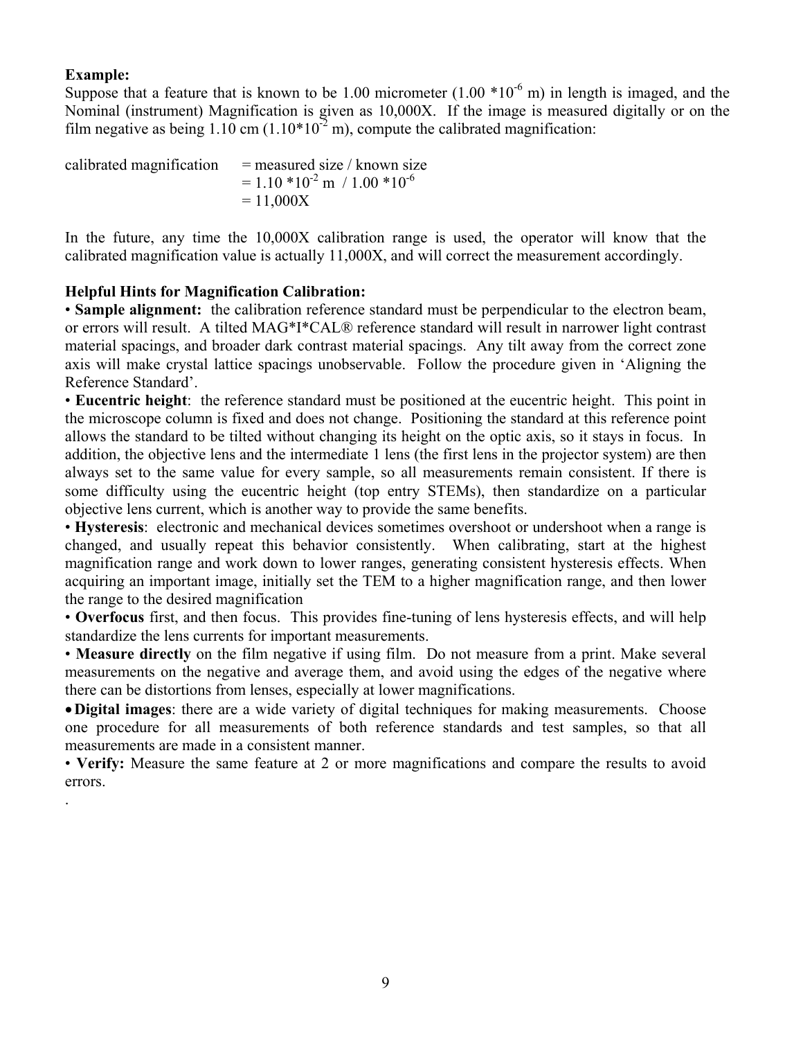**Example:**

Suppose that a feature that is known to be 1.00 micrometer ($1.00 * 10^{-6}$ m) in length is imaged, and the Nominal (instrument) Magnification is given as 10,000X. If the image is measured digitally or on the film negative as being 1.10 cm ($1.10 * 10^{-2}$ m), compute the calibrated magnification:

calibrated magnification = measured size / known size
= $1.10 * 10^{-2}$ m / $1.00 * 10^{-6}$
= 11,000X

In the future, any time the 10,000X calibration range is used, the operator will know that the calibrated magnification value is actually 11,000X, and will correct the measurement accordingly.

**Helpful Hints for Magnification Calibration:**

- **Sample alignment:** the calibration reference standard must be perpendicular to the electron beam, or errors will result. A tilted MAG*I*CAL® reference standard will result in narrower light contrast material spacings, and broader dark contrast material spacings. Any tilt away from the correct zone axis will make crystal lattice spacings unobservable. Follow the procedure given in 'Aligning the Reference Standard'.
- **Eucentric height**: the reference standard must be positioned at the eucentric height. This point in the microscope column is fixed and does not change. Positioning the standard at this reference point allows the standard to be tilted without changing its height on the optic axis, so it stays in focus. In addition, the objective lens and the intermediate 1 lens (the first lens in the projector system) are then always set to the same value for every sample, so all measurements remain consistent. If there is some difficulty using the eucentric height (top entry STEMs), then standardize on a particular objective lens current, which is another way to provide the same benefits.
- **Hysteresis**: electronic and mechanical devices sometimes overshoot or undershoot when a range is changed, and usually repeat this behavior consistently. When calibrating, start at the highest magnification range and work down to lower ranges, generating consistent hysteresis effects. When acquiring an important image, initially set the TEM to a higher magnification range, and then lower the range to the desired magnification
- **Overfocus** first, and then focus. This provides fine-tuning of lens hysteresis effects, and will help standardize the lens currents for important measurements.
- **Measure directly** on the film negative if using film. Do not measure from a print. Make several measurements on the negative and average them, and avoid using the edges of the negative where there can be distortions from lenses, especially at lower magnifications.
- **Digital images**: there are a wide variety of digital techniques for making measurements. Choose one procedure for all measurements of both reference standards and test samples, so that all measurements are made in a consistent manner.
- **Verify:** Measure the same feature at 2 or more magnifications and compare the results to avoid errors.

.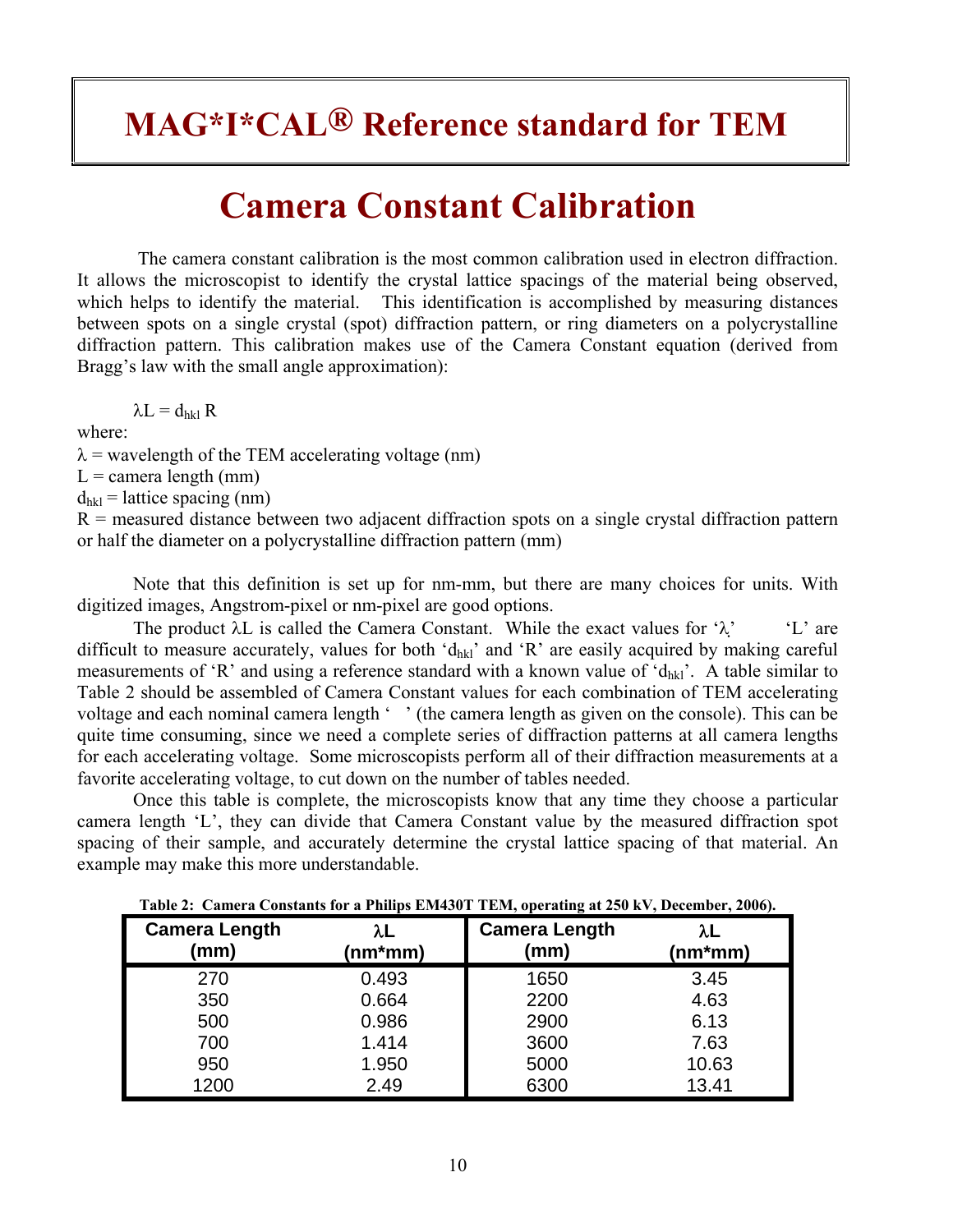# MAG*I*CAL® Reference standard for TEM

# Camera Constant Calibration

The camera constant calibration is the most common calibration used in electron diffraction. It allows the microscopist to identify the crystal lattice spacings of the material being observed, which helps to identify the material. This identification is accomplished by measuring distances between spots on a single crystal (spot) diffraction pattern, or ring diameters on a polycrystalline diffraction pattern. This calibration makes use of the Camera Constant equation (derived from Bragg's law with the small angle approximation):

$$\lambda L = d_{hkl} R$$

where:

$\lambda$ = wavelength of the TEM accelerating voltage (nm)
L = camera length (mm)
$d_{hkl}$ = lattice spacing (nm)
R = measured distance between two adjacent diffraction spots on a single crystal diffraction pattern or half the diameter on a polycrystalline diffraction pattern (mm)

Note that this definition is set up for nm-mm, but there are many choices for units. With digitized images, Angstrom-pixel or nm-pixel are good options.

The product $\lambda L$ is called the Camera Constant. While the exact values for '$\lambda$' 'L' are difficult to measure accurately, values for both '$d_{hkl}$' and 'R' are easily acquired by making careful measurements of 'R' and using a reference standard with a known value of '$d_{hkl}$'. A table similar to Table 2 should be assembled of Camera Constant values for each combination of TEM accelerating voltage and each nominal camera length ' ' (the camera length as given on the console). This can be quite time consuming, since we need a complete series of diffraction patterns at all camera lengths for each accelerating voltage. Some microscopists perform all of their diffraction measurements at a favorite accelerating voltage, to cut down on the number of tables needed.

Once this table is complete, the microscopists know that any time they choose a particular camera length 'L', they can divide that Camera Constant value by the measured diffraction spot spacing of their sample, and accurately determine the crystal lattice spacing of that material. An example may make this more understandable.

**Table 2: Camera Constants for a Philips EM430T TEM, operating at 250 kV, December, 2006).**

| Camera Length (mm) | $\lambda L$ (nm*mm) | Camera Length (mm) | $\lambda L$ (nm*mm) |
|---|---|---|---|
| 270 | 0.493 | 1650 | 3.45 |
| 350 | 0.664 | 2200 | 4.63 |
| 500 | 0.986 | 2900 | 6.13 |
| 700 | 1.414 | 3600 | 7.63 |
| 950 | 1.950 | 5000 | 10.63 |
| 1200 | 2.49 | 6300 | 13.41 |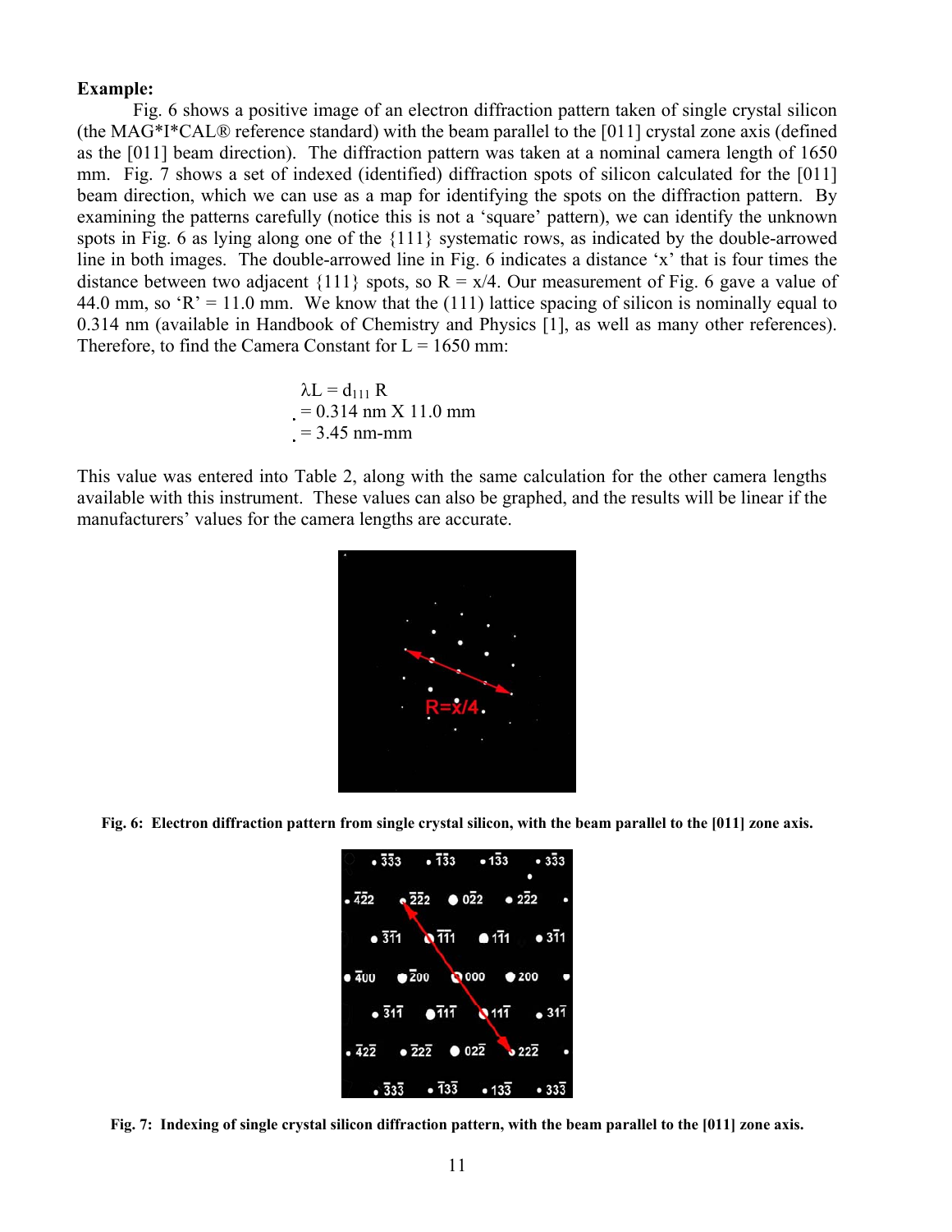**Example:**

Fig. 6 shows a positive image of an electron diffraction pattern taken of single crystal silicon (the MAG*I*CAL® reference standard) with the beam parallel to the [011] crystal zone axis (defined as the [011] beam direction). The diffraction pattern was taken at a nominal camera length of 1650 mm. Fig. 7 shows a set of indexed (identified) diffraction spots of silicon calculated for the [011] beam direction, which we can use as a map for identifying the spots on the diffraction pattern. By examining the patterns carefully (notice this is not a 'square' pattern), we can identify the unknown spots in Fig. 6 as lying along one of the {111} systematic rows, as indicated by the double-arrowed line in both images. The double-arrowed line in Fig. 6 indicates a distance 'x' that is four times the distance between two adjacent {111} spots, so R = x/4. Our measurement of Fig. 6 gave a value of 44.0 mm, so 'R' = 11.0 mm. We know that the (111) lattice spacing of silicon is nominally equal to 0.314 nm (available in Handbook of Chemistry and Physics [1], as well as many other references). Therefore, to find the Camera Constant for L = 1650 mm:

$$
\begin{aligned}
\lambda L &= d_{111} R \\
&= 0.314 \text{ nm} \times 11.0 \text{ mm} \\
&= 3.45 \text{ nm-mm}
\end{aligned}
$$

This value was entered into Table 2, along with the same calculation for the other camera lengths available with this instrument. These values can also be graphed, and the results will be linear if the manufacturers' values for the camera lengths are accurate.

**Fig. 6: Electron diffraction pattern from single crystal silicon, with the beam parallel to the [011] zone axis.**

**Fig. 7: Indexing of single crystal silicon diffraction pattern, with the beam parallel to the [011] zone axis.**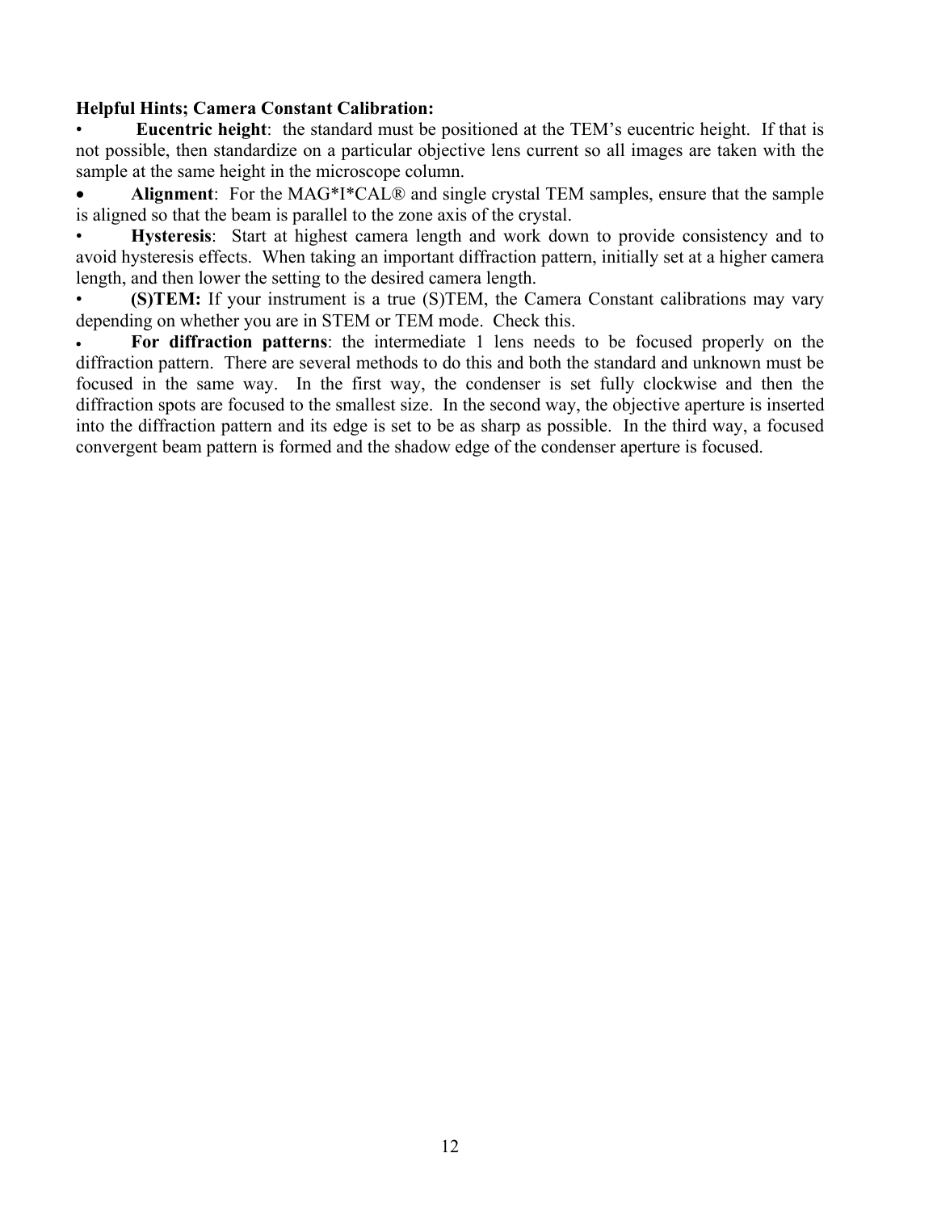**Helpful Hints; Camera Constant Calibration:**

- **Eucentric height**: the standard must be positioned at the TEM's eucentric height. If that is not possible, then standardize on a particular objective lens current so all images are taken with the sample at the same height in the microscope column.
- **Alignment**: For the MAG*I*CAL® and single crystal TEM samples, ensure that the sample is aligned so that the beam is parallel to the zone axis of the crystal.
- **Hysteresis**: Start at highest camera length and work down to provide consistency and to avoid hysteresis effects. When taking an important diffraction pattern, initially set at a higher camera length, and then lower the setting to the desired camera length.
- **(S)TEM:** If your instrument is a true (S)TEM, the Camera Constant calibrations may vary depending on whether you are in STEM or TEM mode. Check this.
- **For diffraction patterns**: the intermediate 1 lens needs to be focused properly on the diffraction pattern. There are several methods to do this and both the standard and unknown must be focused in the same way. In the first way, the condenser is set fully clockwise and then the diffraction spots are focused to the smallest size. In the second way, the objective aperture is inserted into the diffraction pattern and its edge is set to be as sharp as possible. In the third way, a focused convergent beam pattern is formed and the shadow edge of the condenser aperture is focused.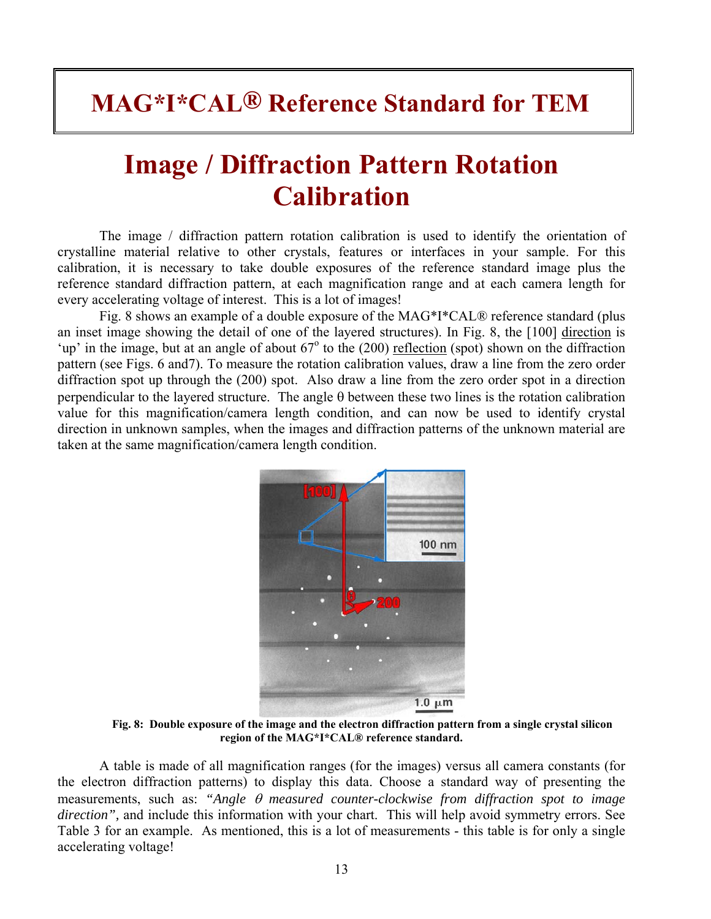# MAG*I*CAL® Reference Standard for TEM

## Image / Diffraction Pattern Rotation Calibration

The image / diffraction pattern rotation calibration is used to identify the orientation of crystalline material relative to other crystals, features or interfaces in your sample. For this calibration, it is necessary to take double exposures of the reference standard image plus the reference standard diffraction pattern, at each magnification range and at each camera length for every accelerating voltage of interest. This is a lot of images!

Fig. 8 shows an example of a double exposure of the MAG*I*CAL® reference standard (plus an inset image showing the detail of one of the layered structures). In Fig. 8, the [100] <u>direction</u> is 'up' in the image, but at an angle of about 67$^{o}$ to the (200) <u>reflection</u> (spot) shown on the diffraction pattern (see Figs. 6 and7). To measure the rotation calibration values, draw a line from the zero order diffraction spot up through the (200) spot. Also draw a line from the zero order spot in a direction perpendicular to the layered structure. The angle θ between these two lines is the rotation calibration value for this magnification/camera length condition, and can now be used to identify crystal direction in unknown samples, when the images and diffraction patterns of the unknown material are taken at the same magnification/camera length condition.

**Fig. 8: Double exposure of the image and the electron diffraction pattern from a single crystal silicon region of the MAG*I*CAL® reference standard.**

A table is made of all magnification ranges (for the images) versus all camera constants (for the electron diffraction patterns) to display this data. Choose a standard way of presenting the measurements, such as: *"Angle θ measured counter-clockwise from diffraction spot to image direction",* and include this information with your chart. This will help avoid symmetry errors. See Table 3 for an example. As mentioned, this is a lot of measurements - this table is for only a single accelerating voltage!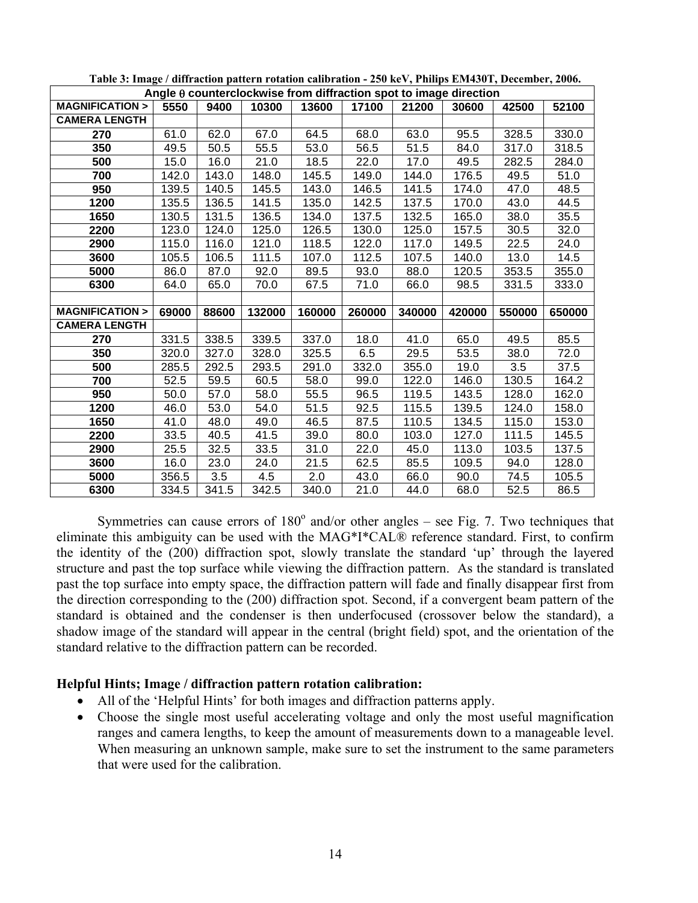**Table 3: Image / diffraction pattern rotation calibration - 250 keV, Philips EM430T, December, 2006.**

| Angle θ counterclockwise from diffraction spot to image direction | | | | | | | | | |
|---|---|---|---|---|---|---|---|---|---|
| **MAGNIFICATION >** | **5550** | **9400** | **10300** | **13600** | **17100** | **21200** | **30600** | **42500** | **52100** |
| **CAMERA LENGTH** | | | | | | | | | |
| **270** | 61.0 | 62.0 | 67.0 | 64.5 | 68.0 | 63.0 | 95.5 | 328.5 | 330.0 |
| **350** | 49.5 | 50.5 | 55.5 | 53.0 | 56.5 | 51.5 | 84.0 | 317.0 | 318.5 |
| **500** | 15.0 | 16.0 | 21.0 | 18.5 | 22.0 | 17.0 | 49.5 | 282.5 | 284.0 |
| **700** | 142.0 | 143.0 | 148.0 | 145.5 | 149.0 | 144.0 | 176.5 | 49.5 | 51.0 |
| **950** | 139.5 | 140.5 | 145.5 | 143.0 | 146.5 | 141.5 | 174.0 | 47.0 | 48.5 |
| **1200** | 135.5 | 136.5 | 141.5 | 135.0 | 142.5 | 137.5 | 170.0 | 43.0 | 44.5 |
| **1650** | 130.5 | 131.5 | 136.5 | 134.0 | 137.5 | 132.5 | 165.0 | 38.0 | 35.5 |
| **2200** | 123.0 | 124.0 | 125.0 | 126.5 | 130.0 | 125.0 | 157.5 | 30.5 | 32.0 |
| **2900** | 115.0 | 116.0 | 121.0 | 118.5 | 122.0 | 117.0 | 149.5 | 22.5 | 24.0 |
| **3600** | 105.5 | 106.5 | 111.5 | 107.0 | 112.5 | 107.5 | 140.0 | 13.0 | 14.5 |
| **5000** | 86.0 | 87.0 | 92.0 | 89.5 | 93.0 | 88.0 | 120.5 | 353.5 | 355.0 |
| **6300** | 64.0 | 65.0 | 70.0 | 67.5 | 71.0 | 66.0 | 98.5 | 331.5 | 333.0 |
| | | | | | | | | | |
| **MAGNIFICATION >** | **69000** | **88600** | **132000** | **160000** | **260000** | **340000** | **420000** | **550000** | **650000** |
| **CAMERA LENGTH** | | | | | | | | | |
| **270** | 331.5 | 338.5 | 339.5 | 337.0 | 18.0 | 41.0 | 65.0 | 49.5 | 85.5 |
| **350** | 320.0 | 327.0 | 328.0 | 325.5 | 6.5 | 29.5 | 53.5 | 38.0 | 72.0 |
| **500** | 285.5 | 292.5 | 293.5 | 291.0 | 332.0 | 355.0 | 19.0 | 3.5 | 37.5 |
| **700** | 52.5 | 59.5 | 60.5 | 58.0 | 99.0 | 122.0 | 146.0 | 130.5 | 164.2 |
| **950** | 50.0 | 57.0 | 58.0 | 55.5 | 96.5 | 119.5 | 143.5 | 128.0 | 162.0 |
| **1200** | 46.0 | 53.0 | 54.0 | 51.5 | 92.5 | 115.5 | 139.5 | 124.0 | 158.0 |
| **1650** | 41.0 | 48.0 | 49.0 | 46.5 | 87.5 | 110.5 | 134.5 | 115.0 | 153.0 |
| **2200** | 33.5 | 40.5 | 41.5 | 39.0 | 80.0 | 103.0 | 127.0 | 111.5 | 145.5 |
| **2900** | 25.5 | 32.5 | 33.5 | 31.0 | 22.0 | 45.0 | 113.0 | 103.5 | 137.5 |
| **3600** | 16.0 | 23.0 | 24.0 | 21.5 | 62.5 | 85.5 | 109.5 | 94.0 | 128.0 |
| **5000** | 356.5 | 3.5 | 4.5 | 2.0 | 43.0 | 66.0 | 90.0 | 74.5 | 105.5 |
| **6300** | 334.5 | 341.5 | 342.5 | 340.0 | 21.0 | 44.0 | 68.0 | 52.5 | 86.5 |

Symmetries can cause errors of $180^o$ and/or other angles – see Fig. 7. Two techniques that eliminate this ambiguity can be used with the MAG*I*CAL® reference standard. First, to confirm the identity of the (200) diffraction spot, slowly translate the standard 'up' through the layered structure and past the top surface while viewing the diffraction pattern. As the standard is translated past the top surface into empty space, the diffraction pattern will fade and finally disappear first from the direction corresponding to the (200) diffraction spot. Second, if a convergent beam pattern of the standard is obtained and the condenser is then underfocused (crossover below the standard), a shadow image of the standard will appear in the central (bright field) spot, and the orientation of the standard relative to the diffraction pattern can be recorded.

**Helpful Hints; Image / diffraction pattern rotation calibration:**

- All of the 'Helpful Hints' for both images and diffraction patterns apply.
- Choose the single most useful accelerating voltage and only the most useful magnification ranges and camera lengths, to keep the amount of measurements down to a manageable level. When measuring an unknown sample, make sure to set the instrument to the same parameters that were used for the calibration.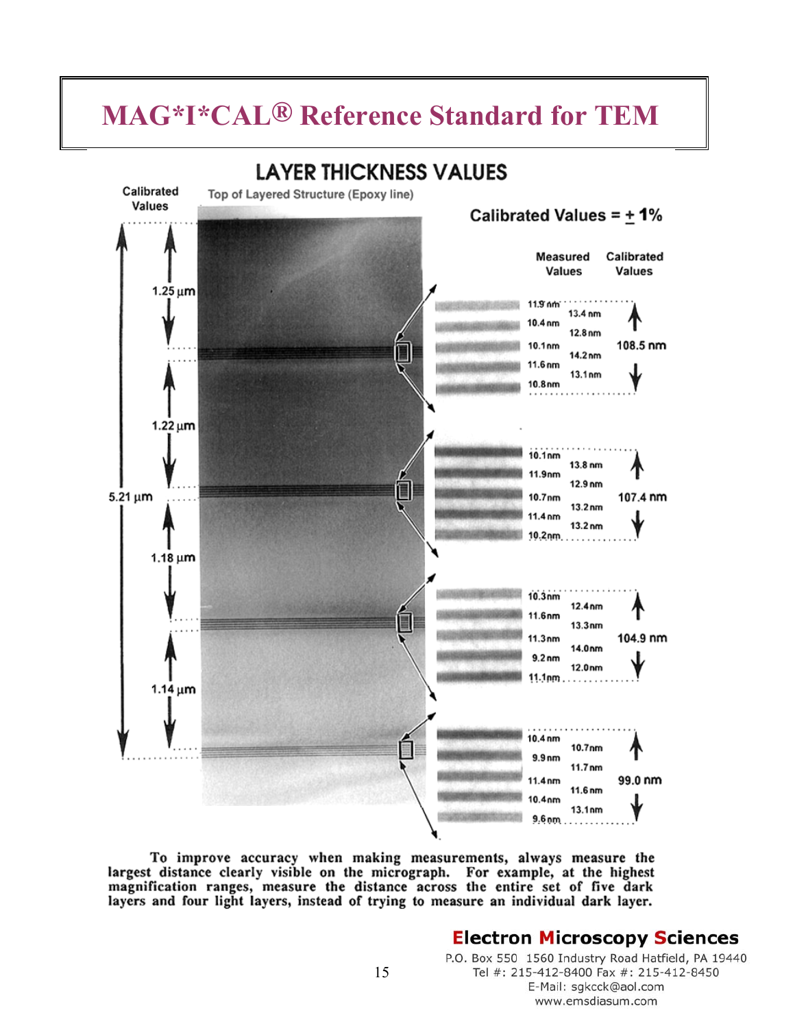# MAG*I*CAL® Reference Standard for TEM

LAYER THICKNESS VALUES

Calibrated Values

Top of Layered Structure (Epoxy line)

Calibrated Values = ± 1%

1.25 µm

1.22 µm

5.21 µm

1.18 µm

1.14 µm

Measured Values

Calibrated Values

11.9 nm
13.4 nm
10.4 nm
12.8 nm
10.1 nm
14.2 nm
11.6 nm
13.1 nm
10.8 nm
108.5 nm

10.1 nm
13.8 nm
11.9 nm
12.9 nm
10.7 nm
13.2 nm
11.4 nm
13.2 nm
10.2 nm
107.4 nm

10.3 nm
12.4 nm
11.6 nm
13.3 nm
11.3 nm
14.0 nm
9.2 nm
12.0 nm
11.1 nm
104.9 nm

10.4 nm
10.7 nm
9.9 nm
11.7 nm
11.4 nm
11.6 nm
10.4 nm
13.1 nm
9.6 nm
99.0 nm

To improve accuracy when making measurements, always measure the largest distance clearly visible on the micrograph. For example, at the highest magnification ranges, measure the distance across the entire set of five dark layers and four light layers, instead of trying to measure an individual dark layer.

**Electron Microscopy Sciences**

P.O. Box 550 1560 Industry Road Hatfield, PA 19440
Tel #: 215-412-8400 Fax #: 215-412-8450
E-Mail: sgkcck@aol.com
www.emsdiasum.com